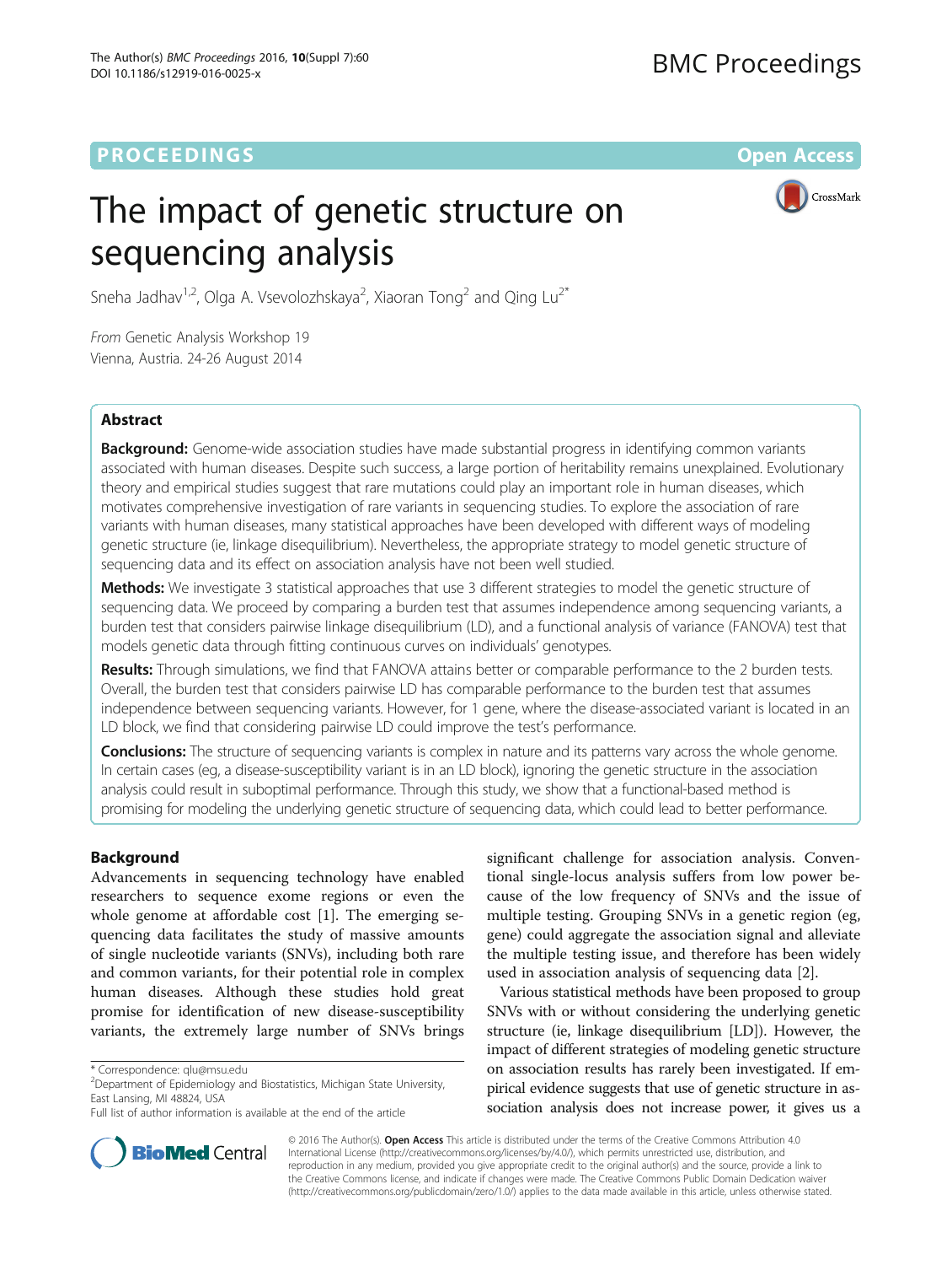PROCEEDINGS Open Access

# The impact of genetic structure on sequencing analysis

Sneha Jadhav[1,2], Olga A. Vsevolozhskaya[2], Xiaoran Tong[2] and Qing Lu[2*]

*From* Genetic Analysis Workshop 19
Vienna, Austria. 24-26 August 2014

## Abstract

**Background:** Genome-wide association studies have made substantial progress in identifying common variants associated with human diseases. Despite such success, a large portion of heritability remains unexplained. Evolutionary theory and empirical studies suggest that rare mutations could play an important role in human diseases, which motivates comprehensive investigation of rare variants in sequencing studies. To explore the association of rare variants with human diseases, many statistical approaches have been developed with different ways of modeling genetic structure (ie, linkage disequilibrium). Nevertheless, the appropriate strategy to model genetic structure of sequencing data and its effect on association analysis have not been well studied.

**Methods:** We investigate 3 statistical approaches that use 3 different strategies to model the genetic structure of sequencing data. We proceed by comparing a burden test that assumes independence among sequencing variants, a burden test that considers pairwise linkage disequilibrium (LD), and a functional analysis of variance (FANOVA) test that models genetic data through fitting continuous curves on individuals' genotypes.

**Results:** Through simulations, we find that FANOVA attains better or comparable performance to the 2 burden tests. Overall, the burden test that considers pairwise LD has comparable performance to the burden test that assumes independence between sequencing variants. However, for 1 gene, where the disease-associated variant is located in an LD block, we find that considering pairwise LD could improve the test's performance.

**Conclusions:** The structure of sequencing variants is complex in nature and its patterns vary across the whole genome. In certain cases (eg, a disease-susceptibility variant is in an LD block), ignoring the genetic structure in the association analysis could result in suboptimal performance. Through this study, we show that a functional-based method is promising for modeling the underlying genetic structure of sequencing data, which could lead to better performance.

## Background

Advancements in sequencing technology have enabled researchers to sequence exome regions or even the whole genome at affordable cost [1]. The emerging sequencing data facilitates the study of massive amounts of single nucleotide variants (SNVs), including both rare and common variants, for their potential role in complex human diseases. Although these studies hold great promise for identification of new disease-susceptibility variants, the extremely large number of SNVs brings significant challenge for association analysis. Conventional single-locus analysis suffers from low power because of the low frequency of SNVs and the issue of multiple testing. Grouping SNVs in a genetic region (eg, gene) could aggregate the association signal and alleviate the multiple testing issue, and therefore has been widely used in association analysis of sequencing data [2].

Various statistical methods have been proposed to group SNVs with or without considering the underlying genetic structure (ie, linkage disequilibrium [LD]). However, the impact of different strategies of modeling genetic structure on association results has rarely been investigated. If empirical evidence suggests that use of genetic structure in association analysis does not increase power, it gives us a

\* Correspondence: qlu@msu.edu
[2]Department of Epidemiology and Biostatistics, Michigan State University, East Lansing, MI 48824, USA
Full list of author information is available at the end of the article

© 2016 The Author(s). **Open Access** This article is distributed under the terms of the Creative Commons Attribution 4.0 International License (http://creativecommons.org/licenses/by/4.0/), which permits unrestricted use, distribution, and reproduction in any medium, provided you give appropriate credit to the original author(s) and the source, provide a link to the Creative Commons license, and indicate if changes were made. The Creative Commons Public Domain Dedication waiver (http://creativecommons.org/publicdomain/zero/1.0/) applies to the data made available in this article, unless otherwise stated.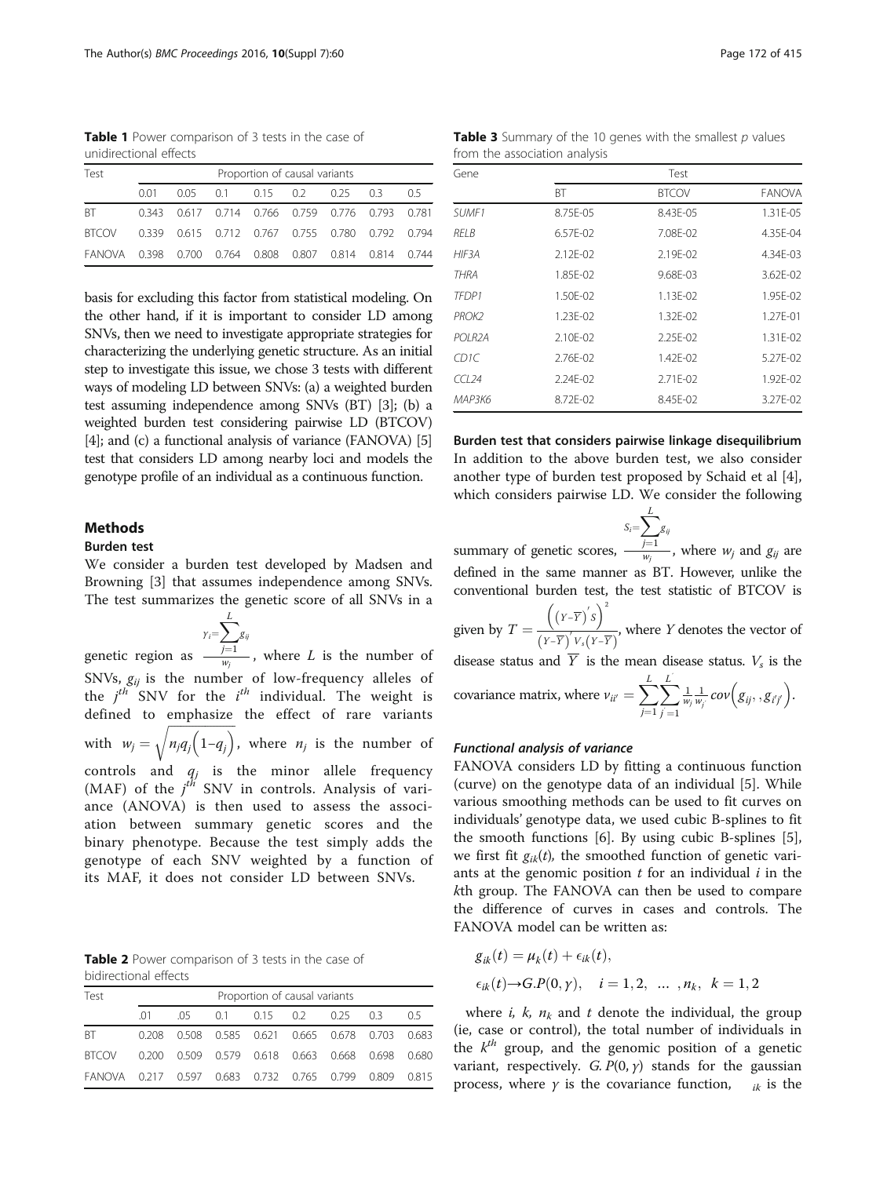**Table 1** Power comparison of 3 tests in the case of unidirectional effects

| Test | Proportion of causal variants | | | | | | | |
|---|---|---|---|---|---|---|---|---|
| | 0.01 | 0.05 | 0.1 | 0.15 | 0.2 | 0.25 | 0.3 | 0.5 |
| BT | 0.343 | 0.617 | 0.714 | 0.766 | 0.759 | 0.776 | 0.793 | 0.781 |
| BTCOV | 0.339 | 0.615 | 0.712 | 0.767 | 0.755 | 0.780 | 0.792 | 0.794 |
| FANOVA | 0.398 | 0.700 | 0.764 | 0.808 | 0.807 | 0.814 | 0.814 | 0.744 |

basis for excluding this factor from statistical modeling. On the other hand, if it is important to consider LD among SNVs, then we need to investigate appropriate strategies for characterizing the underlying genetic structure. As an initial step to investigate this issue, we chose 3 tests with different ways of modeling LD between SNVs: (a) a weighted burden test assuming independence among SNVs (BT) [3]; (b) a weighted burden test considering pairwise LD (BTCOV) [4]; and (c) a functional analysis of variance (FANOVA) [5] test that considers LD among nearby loci and models the genotype profile of an individual as a continuous function.

## Methods

### Burden test

We consider a burden test developed by Madsen and Browning [3] that assumes independence among SNVs. The test summarizes the genetic score of all SNVs in a genetic region as $\gamma_i = \frac{\sum_{j=1}^{L} g_{ij}}{w_j}$, where $L$ is the number of SNVs, $g_{ij}$ is the number of low-frequency alleles of the $j^{th}$ SNV for the $i^{th}$ individual. The weight is defined to emphasize the effect of rare variants with $w_j = \sqrt{n_j q_j \left(1 - q_j\right)}$, where $n_j$ is the number of controls and $q_j$ is the minor allele frequency (MAF) of the $j^{th}$ SNV in controls. Analysis of variance (ANOVA) is then used to assess the association between summary genetic scores and the binary phenotype. Because the test simply adds the genotype of each SNV weighted by a function of its MAF, it does not consider LD between SNVs.

**Table 2** Power comparison of 3 tests in the case of bidirectional effects

| Test | Proportion of causal variants | | | | | | | |
|---|---|---|---|---|---|---|---|---|
| | .01 | .05 | 0.1 | 0.15 | 0.2 | 0.25 | 0.3 | 0.5 |
| BT | 0.208 | 0.508 | 0.585 | 0.621 | 0.665 | 0.678 | 0.703 | 0.683 |
| BTCOV | 0.200 | 0.509 | 0.579 | 0.618 | 0.663 | 0.668 | 0.698 | 0.680 |
| FANOVA | 0.217 | 0.597 | 0.683 | 0.732 | 0.765 | 0.799 | 0.809 | 0.815 |

**Table 3** Summary of the 10 genes with the smallest *p* values from the association analysis

| Gene | Test | | |
|---|---|---|---|
| | BT | BTCOV | FANOVA |
| *SUMF1* | 8.75E-05 | 8.43E-05 | 1.31E-05 |
| *RELB* | 6.57E-02 | 7.08E-02 | 4.35E-04 |
| *HIF3A* | 2.12E-02 | 2.19E-02 | 4.34E-03 |
| *THRA* | 1.85E-02 | 9.68E-03 | 3.62E-02 |
| *TFDP1* | 1.50E-02 | 1.13E-02 | 1.95E-02 |
| *PROK2* | 1.23E-02 | 1.32E-02 | 1.27E-01 |
| *POLR2A* | 2.10E-02 | 2.25E-02 | 1.31E-02 |
| *CD1C* | 2.76E-02 | 1.42E-02 | 5.27E-02 |
| *CCL24* | 2.24E-02 | 2.71E-02 | 1.92E-02 |
| *MAP3K6* | 8.72E-02 | 8.45E-02 | 3.27E-02 |

### Burden test that considers pairwise linkage disequilibrium

In addition to the above burden test, we also consider another type of burden test proposed by Schaid et al [4], which considers pairwise LD. We consider the following summary of genetic scores, $S_i = \frac{\sum_{j=1}^{L} g_{ij}}{w_j}$, where $w_j$ and $g_{ij}$ are defined in the same manner as BT. However, unlike the conventional burden test, the test statistic of BTCOV is given by $T = \frac{\left(\left(Y - \overline{Y}\right)' S\right)^2}{\left(Y - \overline{Y}\right)' V_s \left(Y - \overline{Y}\right)}$, where $Y$ denotes the vector of disease status and $\overline{Y}$ is the mean disease status. $V_s$ is the covariance matrix, where $v_{ii'} = \sum_{j=1}^{L} \sum_{j'=1}^{L'} \frac{1}{w_j} \frac{1}{w_{j'}} cov\left(g_{ij}, , g_{i'j'}\right)$.

#### *Functional analysis of variance*

FANOVA considers LD by fitting a continuous function (curve) on the genotype data of an individual [5]. While various smoothing methods can be used to fit curves on individuals' genotype data, we used cubic B-splines to fit the smooth functions [6]. By using cubic B-splines [5], we first fit $g_{ik}(t)$, the smoothed function of genetic variants at the genomic position $t$ for an individual $i$ in the $k$th group. The FANOVA can then be used to compare the difference of curves in cases and controls. The FANOVA model can be written as:

$$g_{ik}(t) = \mu_k(t) + \epsilon_{ik}(t),$$
$$\epsilon_{ik}(t) \rightarrow G.P(0, \gamma), \quad i = 1, 2, \ \ldots \ , n_k, \ \ k = 1, 2$$

where $i$, $k$, $n_k$ and $t$ denote the individual, the group (ie, case or control), the total number of individuals in the $k^{th}$ group, and the genomic position of a genetic variant, respectively. $G.P(0, \gamma)$ stands for the gaussian process, where $\gamma$ is the covariance function, $\epsilon_{ik}$ is the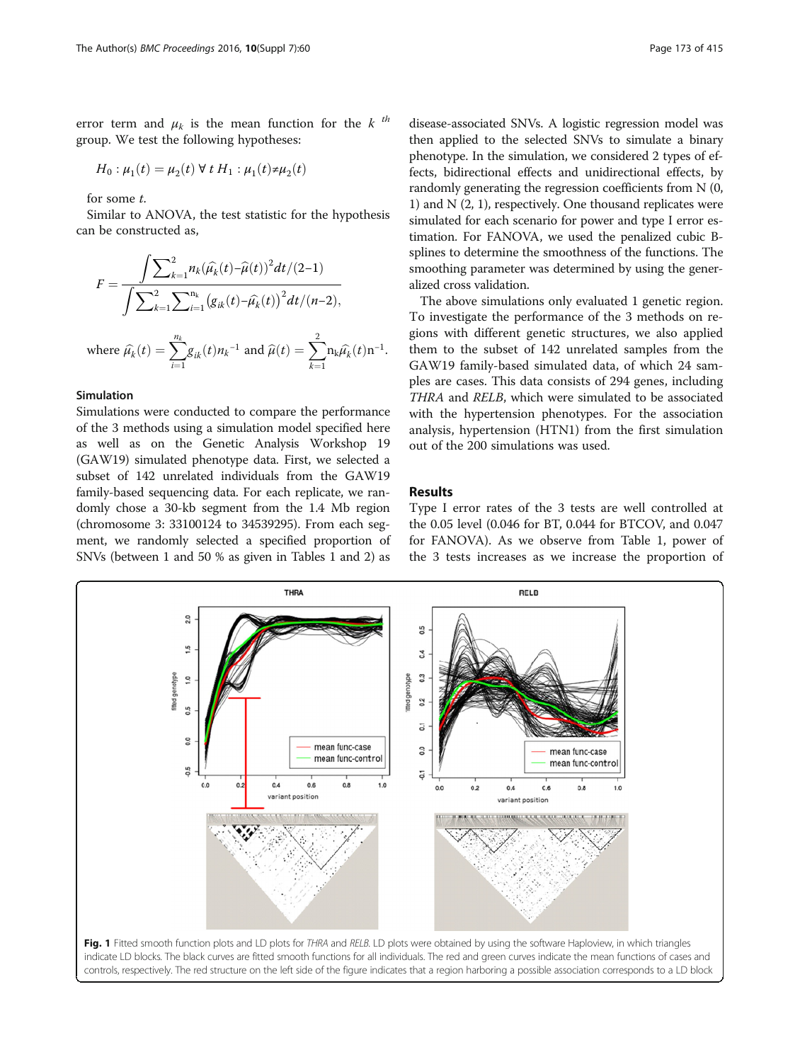error term and $\mu_k$ is the mean function for the $k^{th}$ group. We test the following hypotheses:

$$H_0 : \mu_1(t) = \mu_2(t) \ \forall \ t \ H_1 : \mu_1(t) \neq \mu_2(t)$$

for some $t$.

Similar to ANOVA, the test statistic for the hypothesis can be constructed as,

$$F = \frac{\int \sum_{k=1}^{2} n_k (\widehat{\mu}_k(t) - \widehat{\mu}(t))^2 dt/(2-1)}{\int \sum_{k=1}^{2} \sum_{i=1}^{n_k} (g_{ik}(t) - \widehat{\mu}_k(t))^2 dt/(n-2),}$$

where $\widehat{\mu}_k(t) = \sum_{i=1}^{n_k} g_{ik}(t) n_k^{-1}$ and $\widehat{\mu}(t) = \sum_{k=1}^{2} n_k \widehat{\mu}_k(t) n^{-1}$.

### Simulation

Simulations were conducted to compare the performance of the 3 methods using a simulation model specified here as well as on the Genetic Analysis Workshop 19 (GAW19) simulated phenotype data. First, we selected a subset of 142 unrelated individuals from the GAW19 family-based sequencing data. For each replicate, we randomly chose a 30-kb segment from the 1.4 Mb region (chromosome 3: 33100124 to 34539295). From each segment, we randomly selected a specified proportion of SNVs (between 1 and 50 % as given in Tables 1 and 2) as disease-associated SNVs. A logistic regression model was then applied to the selected SNVs to simulate a binary phenotype. In the simulation, we considered 2 types of effects, bidirectional effects and unidirectional effects, by randomly generating the regression coefficients from N (0, 1) and N (2, 1), respectively. One thousand replicates were simulated for each scenario for power and type I error estimation. For FANOVA, we used the penalized cubic B-splines to determine the smoothness of the functions. The smoothing parameter was determined by using the generalized cross validation.

The above simulations only evaluated 1 genetic region. To investigate the performance of the 3 methods on regions with different genetic structures, we also applied them to the subset of 142 unrelated samples from the GAW19 family-based simulated data, of which 24 samples are cases. This data consists of 294 genes, including *THRA* and *RELB*, which were simulated to be associated with the hypertension phenotypes. For the association analysis, hypertension (HTN1) from the first simulation out of the 200 simulations was used.

## Results

Type I error rates of the 3 tests are well controlled at the 0.05 level (0.046 for BT, 0.044 for BTCOV, and 0.047 for FANOVA). As we observe from Table 1, power of the 3 tests increases as we increase the proportion of

**Fig. 1** Fitted smooth function plots and LD plots for *THRA* and *RELB*. LD plots were obtained by using the software Haploview, in which triangles indicate LD blocks. The black curves are fitted smooth functions for all individuals. The red and green curves indicate the mean functions of cases and controls, respectively. The red structure on the left side of the figure indicates that a region harboring a possible association corresponds to a LD block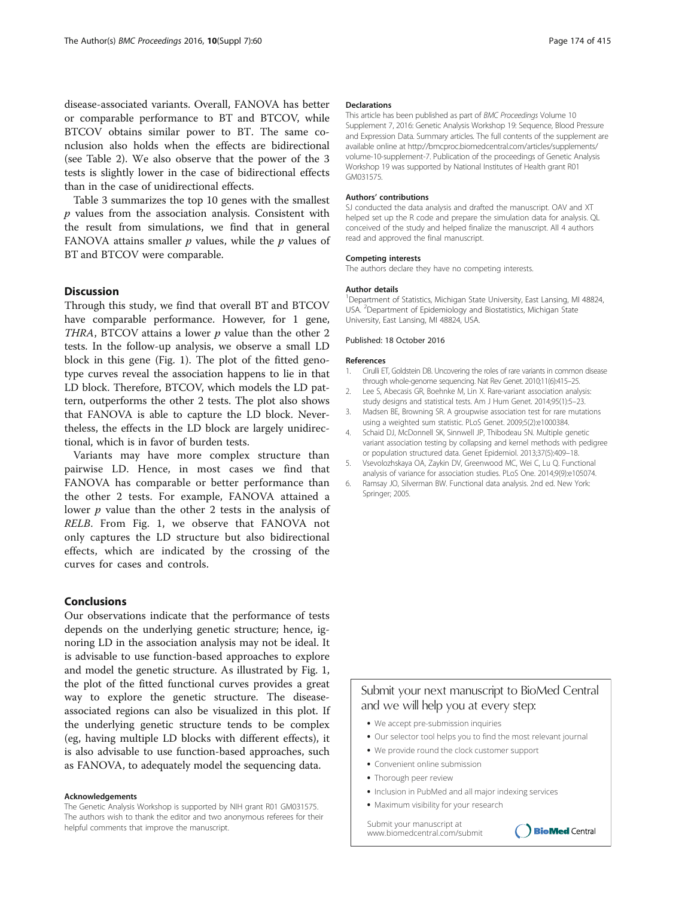disease-associated variants. Overall, FANOVA has better or comparable performance to BT and BTCOV, while BTCOV obtains similar power to BT. The same conclusion also holds when the effects are bidirectional (see Table 2). We also observe that the power of the 3 tests is slightly lower in the case of bidirectional effects than in the case of unidirectional effects.

Table 3 summarizes the top 10 genes with the smallest $p$ values from the association analysis. Consistent with the result from simulations, we find that in general FANOVA attains smaller $p$ values, while the $p$ values of BT and BTCOV were comparable.

## Discussion

Through this study, we find that overall BT and BTCOV have comparable performance. However, for 1 gene, *THRA*, BTCOV attains a lower $p$ value than the other 2 tests. In the follow-up analysis, we observe a small LD block in this gene (Fig. 1). The plot of the fitted genotype curves reveal the association happens to lie in that LD block. Therefore, BTCOV, which models the LD pattern, outperforms the other 2 tests. The plot also shows that FANOVA is able to capture the LD block. Nevertheless, the effects in the LD block are largely unidirectional, which is in favor of burden tests.

Variants may have more complex structure than pairwise LD. Hence, in most cases we find that FANOVA has comparable or better performance than the other 2 tests. For example, FANOVA attained a lower $p$ value than the other 2 tests in the analysis of *RELB*. From Fig. 1, we observe that FANOVA not only captures the LD structure but also bidirectional effects, which are indicated by the crossing of the curves for cases and controls.

## Conclusions

Our observations indicate that the performance of tests depends on the underlying genetic structure; hence, ignoring LD in the association analysis may not be ideal. It is advisable to use function-based approaches to explore and model the genetic structure. As illustrated by Fig. 1, the plot of the fitted functional curves provides a great way to explore the genetic structure. The disease-associated regions can also be visualized in this plot. If the underlying genetic structure tends to be complex (eg, having multiple LD blocks with different effects), it is also advisable to use function-based approaches, such as FANOVA, to adequately model the sequencing data.

#### Acknowledgements

The Genetic Analysis Workshop is supported by NIH grant R01 GM031575. The authors wish to thank the editor and two anonymous referees for their helpful comments that improve the manuscript.

#### Declarations

This article has been published as part of *BMC Proceedings* Volume 10 Supplement 7, 2016: Genetic Analysis Workshop 19: Sequence, Blood Pressure and Expression Data. Summary articles. The full contents of the supplement are available online at http://bmcproc.biomedcentral.com/articles/supplements/volume-10-supplement-7. Publication of the proceedings of Genetic Analysis Workshop 19 was supported by National Institutes of Health grant R01 GM031575.

#### Authors' contributions

SJ conducted the data analysis and drafted the manuscript. OAV and XT helped set up the R code and prepare the simulation data for analysis. QL conceived of the study and helped finalize the manuscript. All 4 authors read and approved the final manuscript.

#### Competing interests

The authors declare they have no competing interests.

#### Author details

[1]Department of Statistics, Michigan State University, East Lansing, MI 48824, USA. [2]Department of Epidemiology and Biostatistics, Michigan State University, East Lansing, MI 48824, USA.

Published: 18 October 2016

#### References

1. Cirulli ET, Goldstein DB. Uncovering the roles of rare variants in common disease through whole-genome sequencing. Nat Rev Genet. 2010;11(6):415–25.
2. Lee S, Abecasis GR, Boehnke M, Lin X. Rare-variant association analysis: study designs and statistical tests. Am J Hum Genet. 2014;95(1):5–23.
3. Madsen BE, Browning SR. A groupwise association test for rare mutations using a weighted sum statistic. PLoS Genet. 2009;5(2):e1000384.
4. Schaid DJ, McDonnell SK, Sinnwell JP, Thibodeau SN. Multiple genetic variant association testing by collapsing and kernel methods with pedigree or population structured data. Genet Epidemiol. 2013;37(5):409–18.
5. Vsevolozhskaya OA, Zaykin DV, Greenwood MC, Wei C, Lu Q. Functional analysis of variance for association studies. PLoS One. 2014;9(9):e105074.
6. Ramsay JO, Silverman BW. Functional data analysis. 2nd ed. New York: Springer; 2005.

Submit your next manuscript to BioMed Central and we will help you at every step:

- We accept pre-submission inquiries
- Our selector tool helps you to find the most relevant journal
- We provide round the clock customer support
- Convenient online submission
- Thorough peer review
- Inclusion in PubMed and all major indexing services
- Maximum visibility for your research

Submit your manuscript at www.biomedcentral.com/submit

BioMed Central